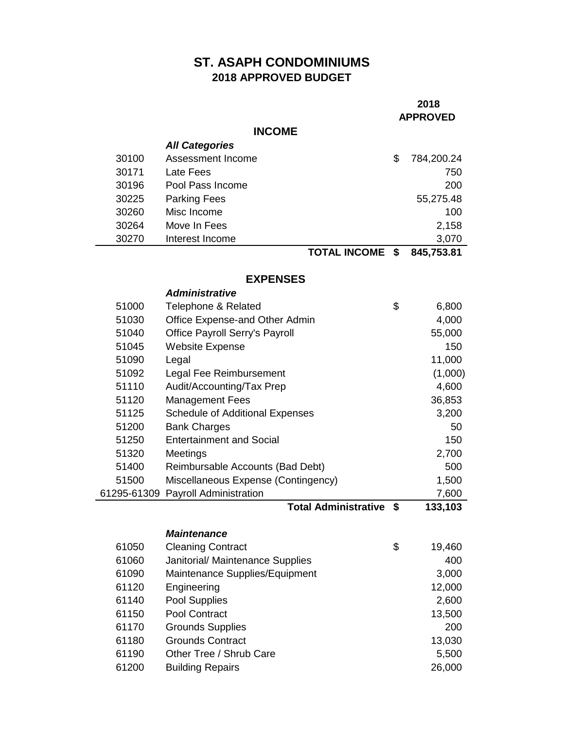# ST. ASAPH CONDOMINIUMS

## 2018 APPROVED BUDGET

| | | | 2018 APPROVED |
|---|---|---|---|
| | **INCOME** | | |
| | ***All Categories*** | | |
| 30100 | Assessment Income | $ | 784,200.24 |
| 30171 | Late Fees | | 750 |
| 30196 | Pool Pass Income | | 200 |
| 30225 | Parking Fees | | 55,275.48 |
| 30260 | Misc Income | | 100 |
| 30264 | Move In Fees | | 2,158 |
| 30270 | Interest Income | | 3,070 |
| | **TOTAL INCOME** | **$** | **845,753.81** |
| | | | |
| | **EXPENSES** | | |
| | ***Administrative*** | | |
| 51000 | Telephone & Related | $ | 6,800 |
| 51030 | Office Expense-and Other Admin | | 4,000 |
| 51040 | Office Payroll Serry's Payroll | | 55,000 |
| 51045 | Website Expense | | 150 |
| 51090 | Legal | | 11,000 |
| 51092 | Legal Fee Reimbursement | | (1,000) |
| 51110 | Audit/Accounting/Tax Prep | | 4,600 |
| 51120 | Management Fees | | 36,853 |
| 51125 | Schedule of Additional Expenses | | 3,200 |
| 51200 | Bank Charges | | 50 |
| 51250 | Entertainment and Social | | 150 |
| 51320 | Meetings | | 2,700 |
| 51400 | Reimbursable Accounts (Bad Debt) | | 500 |
| 51500 | Miscellaneous Expense (Contingency) | | 1,500 |
| 61295-61309 | Payroll Administration | | 7,600 |
| | **Total Administrative** | **$** | **133,103** |
| | | | |
| | ***Maintenance*** | | |
| 61050 | Cleaning Contract | $ | 19,460 |
| 61060 | Janitorial/ Maintenance Supplies | | 400 |
| 61090 | Maintenance Supplies/Equipment | | 3,000 |
| 61120 | Engineering | | 12,000 |
| 61140 | Pool Supplies | | 2,600 |
| 61150 | Pool Contract | | 13,500 |
| 61170 | Grounds Supplies | | 200 |
| 61180 | Grounds Contract | | 13,030 |
| 61190 | Other Tree / Shrub Care | | 5,500 |
| 61200 | Building Repairs | | 26,000 |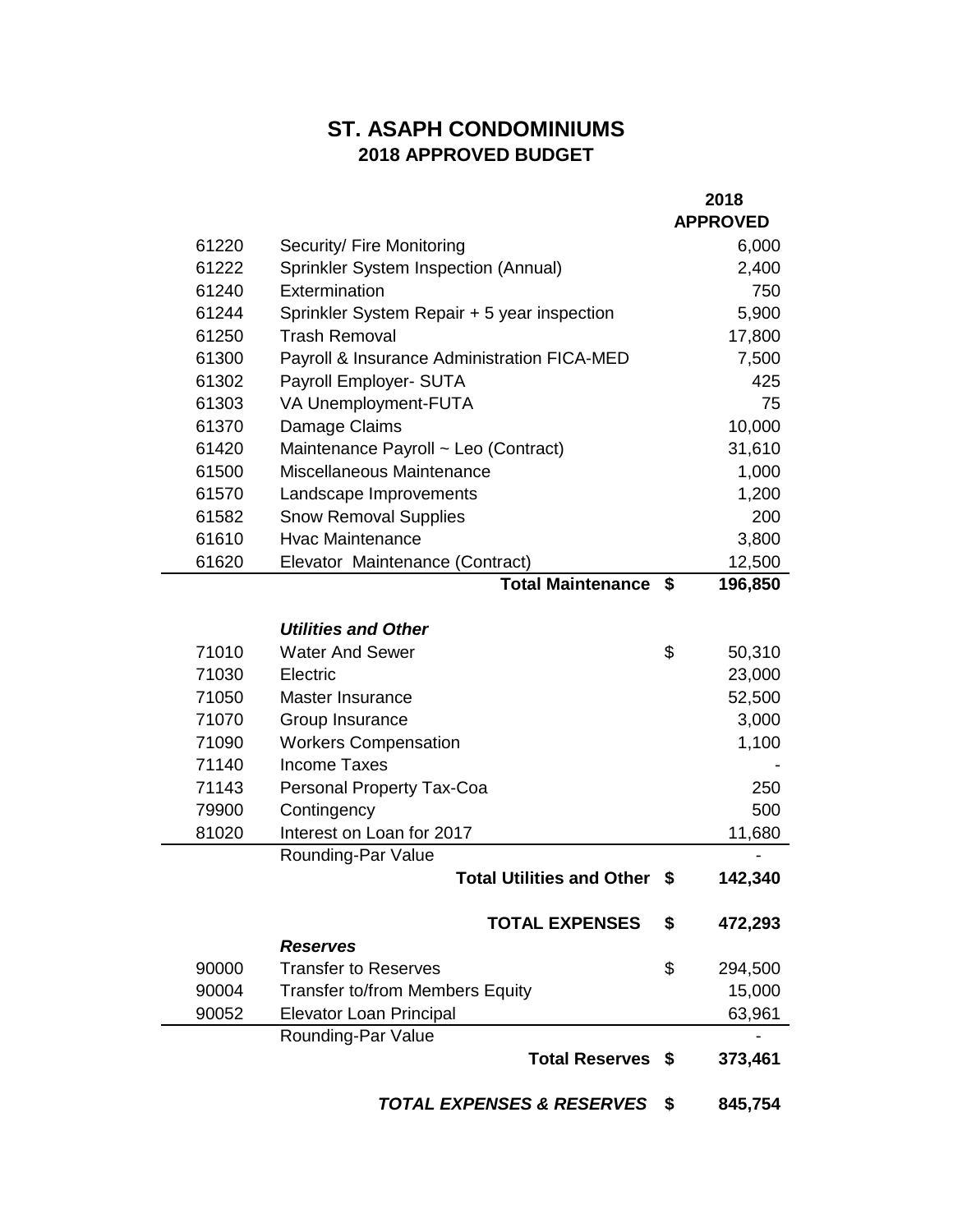# ST. ASAPH CONDOMINIUMS

## 2018 APPROVED BUDGET

| | | | 2018 APPROVED |
|---|---|---|---|
| 61220 | Security/ Fire Monitoring | | 6,000 |
| 61222 | Sprinkler System Inspection (Annual) | | 2,400 |
| 61240 | Extermination | | 750 |
| 61244 | Sprinkler System Repair + 5 year inspection | | 5,900 |
| 61250 | Trash Removal | | 17,800 |
| 61300 | Payroll & Insurance Administration FICA-MED | | 7,500 |
| 61302 | Payroll Employer- SUTA | | 425 |
| 61303 | VA Unemployment-FUTA | | 75 |
| 61370 | Damage Claims | | 10,000 |
| 61420 | Maintenance Payroll ~ Leo (Contract) | | 31,610 |
| 61500 | Miscellaneous Maintenance | | 1,000 |
| 61570 | Landscape Improvements | | 1,200 |
| 61582 | Snow Removal Supplies | | 200 |
| 61610 | Hvac Maintenance | | 3,800 |
| 61620 | Elevator Maintenance (Contract) | | 12,500 |
| | **Total Maintenance** | **$** | **196,850** |
| | ***Utilities and Other*** | | |
| 71010 | Water And Sewer | $ | 50,310 |
| 71030 | Electric | | 23,000 |
| 71050 | Master Insurance | | 52,500 |
| 71070 | Group Insurance | | 3,000 |
| 71090 | Workers Compensation | | 1,100 |
| 71140 | Income Taxes | | - |
| 71143 | Personal Property Tax-Coa | | 250 |
| 79900 | Contingency | | 500 |
| 81020 | Interest on Loan for 2017 | | 11,680 |
| | Rounding-Par Value | | - |
| | **Total Utilities and Other** | **$** | **142,340** |
| | **TOTAL EXPENSES** | **$** | **472,293** |
| | ***Reserves*** | | |
| 90000 | Transfer to Reserves | $ | 294,500 |
| 90004 | Transfer to/from Members Equity | | 15,000 |
| 90052 | Elevator Loan Principal | | 63,961 |
| | Rounding-Par Value | | - |
| | **Total Reserves** | **$** | **373,461** |
| | ***TOTAL EXPENSES & RESERVES*** | **$** | **845,754** |